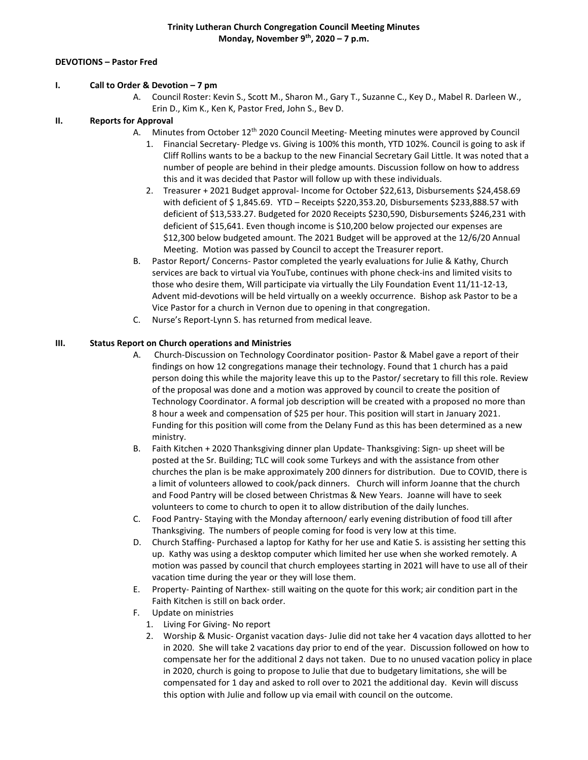**Trinity Lutheran Church Congregation Council Meeting Minutes**
**Monday, November 9th, 2020 – 7 p.m.**

**DEVOTIONS – Pastor Fred**

**I. Call to Order & Devotion – 7 pm**

A. Council Roster: Kevin S., Scott M., Sharon M., Gary T., Suzanne C., Key D., Mabel R. Darleen W., Erin D., Kim K., Ken K, Pastor Fred, John S., Bev D.

**II. Reports for Approval**

A. Minutes from October 12th 2020 Council Meeting- Meeting minutes were approved by Council

1. Financial Secretary- Pledge vs. Giving is 100% this month, YTD 102%. Council is going to ask if Cliff Rollins wants to be a backup to the new Financial Secretary Gail Little. It was noted that a number of people are behind in their pledge amounts. Discussion follow on how to address this and it was decided that Pastor will follow up with these individuals.
2. Treasurer + 2021 Budget approval- Income for October $22,613, Disbursements $24,458.69 with deficient of $ 1,845.69. YTD – Receipts $220,353.20, Disbursements $233,888.57 with deficient of $13,533.27. Budgeted for 2020 Receipts $230,590, Disbursements $246,231 with deficient of $15,641. Even though income is $10,200 below projected our expenses are $12,300 below budgeted amount. The 2021 Budget will be approved at the 12/6/20 Annual Meeting. Motion was passed by Council to accept the Treasurer report.

B. Pastor Report/ Concerns- Pastor completed the yearly evaluations for Julie & Kathy, Church services are back to virtual via YouTube, continues with phone check-ins and limited visits to those who desire them, Will participate via virtually the Lily Foundation Event 11/11-12-13, Advent mid-devotions will be held virtually on a weekly occurrence. Bishop ask Pastor to be a Vice Pastor for a church in Vernon due to opening in that congregation.

C. Nurse's Report-Lynn S. has returned from medical leave.

**III. Status Report on Church operations and Ministries**

A. Church-Discussion on Technology Coordinator position- Pastor & Mabel gave a report of their findings on how 12 congregations manage their technology. Found that 1 church has a paid person doing this while the majority leave this up to the Pastor/ secretary to fill this role. Review of the proposal was done and a motion was approved by council to create the position of Technology Coordinator. A formal job description will be created with a proposed no more than 8 hour a week and compensation of $25 per hour. This position will start in January 2021. Funding for this position will come from the Delany Fund as this has been determined as a new ministry.

B. Faith Kitchen + 2020 Thanksgiving dinner plan Update- Thanksgiving: Sign- up sheet will be posted at the Sr. Building; TLC will cook some Turkeys and with the assistance from other churches the plan is be make approximately 200 dinners for distribution. Due to COVID, there is a limit of volunteers allowed to cook/pack dinners. Church will inform Joanne that the church and Food Pantry will be closed between Christmas & New Years. Joanne will have to seek volunteers to come to church to open it to allow distribution of the daily lunches.

C. Food Pantry- Staying with the Monday afternoon/ early evening distribution of food till after Thanksgiving. The numbers of people coming for food is very low at this time.

D. Church Staffing- Purchased a laptop for Kathy for her use and Katie S. is assisting her setting this up. Kathy was using a desktop computer which limited her use when she worked remotely. A motion was passed by council that church employees starting in 2021 will have to use all of their vacation time during the year or they will lose them.

E. Property- Painting of Narthex- still waiting on the quote for this work; air condition part in the Faith Kitchen is still on back order.

F. Update on ministries

1. Living For Giving- No report
2. Worship & Music- Organist vacation days- Julie did not take her 4 vacation days allotted to her in 2020. She will take 2 vacations day prior to end of the year. Discussion followed on how to compensate her for the additional 2 days not taken. Due to no unused vacation policy in place in 2020, church is going to propose to Julie that due to budgetary limitations, she will be compensated for 1 day and asked to roll over to 2021 the additional day. Kevin will discuss this option with Julie and follow up via email with council on the outcome.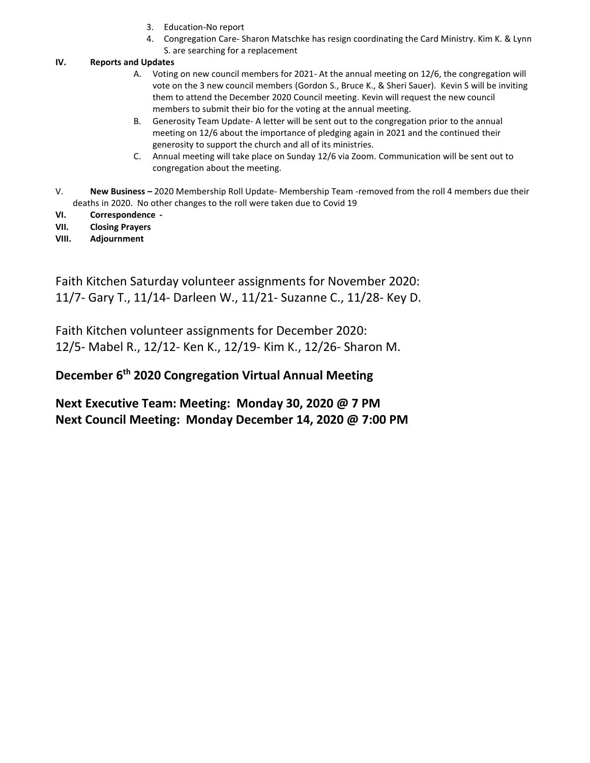3. Education-No report
4. Congregation Care- Sharon Matschke has resign coordinating the Card Ministry. Kim K. & Lynn S. are searching for a replacement

**IV. Reports and Updates**

A. Voting on new council members for 2021- At the annual meeting on 12/6, the congregation will vote on the 3 new council members (Gordon S., Bruce K., & Sheri Sauer). Kevin S will be inviting them to attend the December 2020 Council meeting. Kevin will request the new council members to submit their bio for the voting at the annual meeting.

B. Generosity Team Update- A letter will be sent out to the congregation prior to the annual meeting on 12/6 about the importance of pledging again in 2021 and the continued their generosity to support the church and all of its ministries.

C. Annual meeting will take place on Sunday 12/6 via Zoom. Communication will be sent out to congregation about the meeting.

V. **New Business –** 2020 Membership Roll Update- Membership Team -removed from the roll 4 members due their deaths in 2020. No other changes to the roll were taken due to Covid 19

**VI. Correspondence -**

**VII. Closing Prayers**

**VIII. Adjournment**

Faith Kitchen Saturday volunteer assignments for November 2020:
11/7- Gary T., 11/14- Darleen W., 11/21- Suzanne C., 11/28- Key D.

Faith Kitchen volunteer assignments for December 2020:
12/5- Mabel R., 12/12- Ken K., 12/19- Kim K., 12/26- Sharon M.

**December 6th 2020 Congregation Virtual Annual Meeting**

**Next Executive Team: Meeting: Monday 30, 2020 @ 7 PM**
**Next Council Meeting: Monday December 14, 2020 @ 7:00 PM**